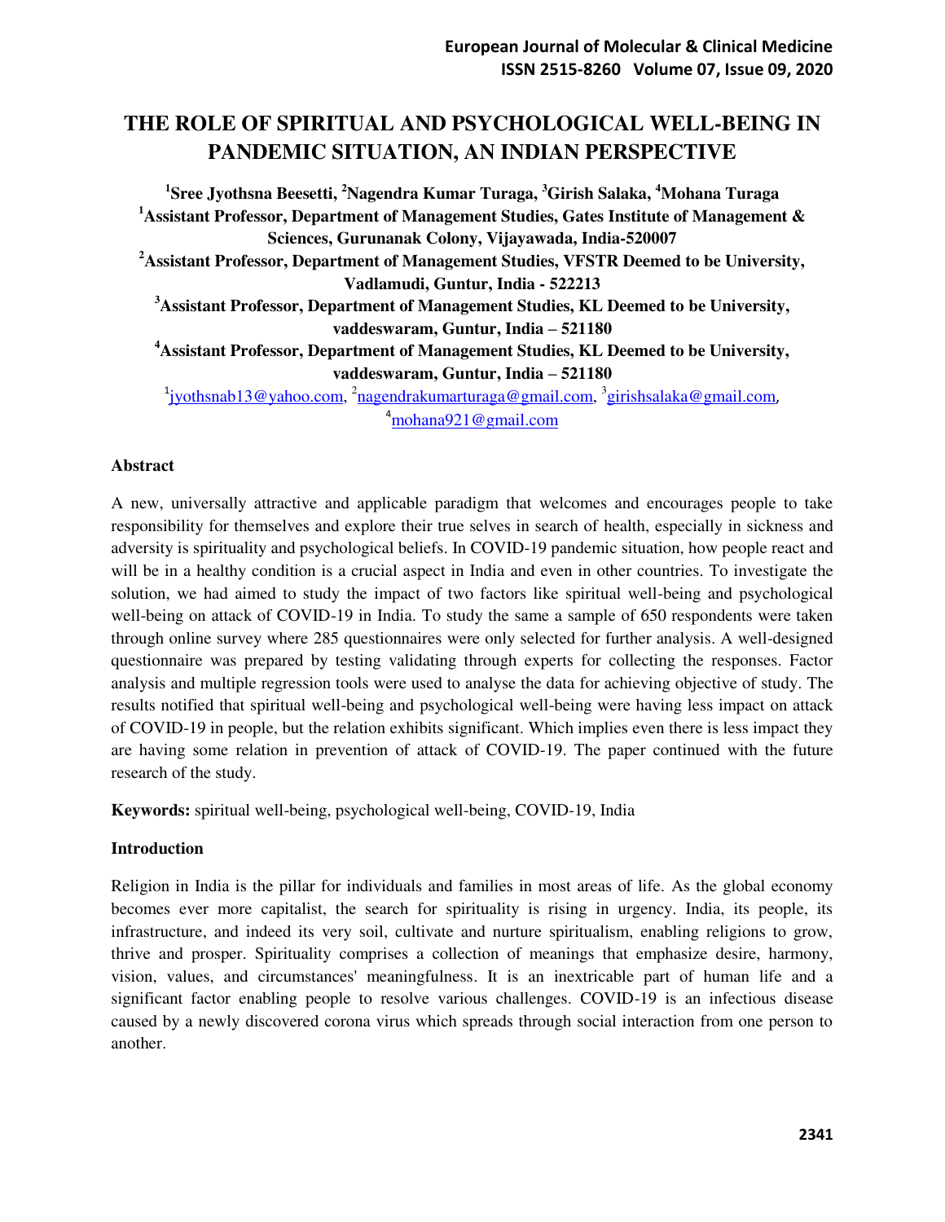# THE ROLE OF SPIRITUAL AND PSYCHOLOGICAL WELL-BEING IN PANDEMIC SITUATION, AN INDIAN PERSPECTIVE

**[1]Sree Jyothsna Beesetti, [2]Nagendra Kumar Turaga, [3]Girish Salaka, [4]Mohana Turaga**

**[1]Assistant Professor, Department of Management Studies, Gates Institute of Management & Sciences, Gurunanak Colony, Vijayawada, India-520007**

**[2]Assistant Professor, Department of Management Studies, VFSTR Deemed to be University, Vadlamudi, Guntur, India - 522213**

**[3]Assistant Professor, Department of Management Studies, KL Deemed to be University, vaddeswaram, Guntur, India – 521180**

**[4]Assistant Professor, Department of Management Studies, KL Deemed to be University, vaddeswaram, Guntur, India – 521180**

[1]jyothsnab13@yahoo.com, [2]nagendrakumarturaga@gmail.com, [3]girishsalaka@gmail.com, [4]mohana921@gmail.com

**Abstract**

A new, universally attractive and applicable paradigm that welcomes and encourages people to take responsibility for themselves and explore their true selves in search of health, especially in sickness and adversity is spirituality and psychological beliefs. In COVID-19 pandemic situation, how people react and will be in a healthy condition is a crucial aspect in India and even in other countries. To investigate the solution, we had aimed to study the impact of two factors like spiritual well-being and psychological well-being on attack of COVID-19 in India. To study the same a sample of 650 respondents were taken through online survey where 285 questionnaires were only selected for further analysis. A well-designed questionnaire was prepared by testing validating through experts for collecting the responses. Factor analysis and multiple regression tools were used to analyse the data for achieving objective of study. The results notified that spiritual well-being and psychological well-being were having less impact on attack of COVID-19 in people, but the relation exhibits significant. Which implies even there is less impact they are having some relation in prevention of attack of COVID-19. The paper continued with the future research of the study.

**Keywords:** spiritual well-being, psychological well-being, COVID-19, India

**Introduction**

Religion in India is the pillar for individuals and families in most areas of life. As the global economy becomes ever more capitalist, the search for spirituality is rising in urgency. India, its people, its infrastructure, and indeed its very soil, cultivate and nurture spiritualism, enabling religions to grow, thrive and prosper. Spirituality comprises a collection of meanings that emphasize desire, harmony, vision, values, and circumstances' meaningfulness. It is an inextricable part of human life and a significant factor enabling people to resolve various challenges. COVID-19 is an infectious disease caused by a newly discovered corona virus which spreads through social interaction from one person to another.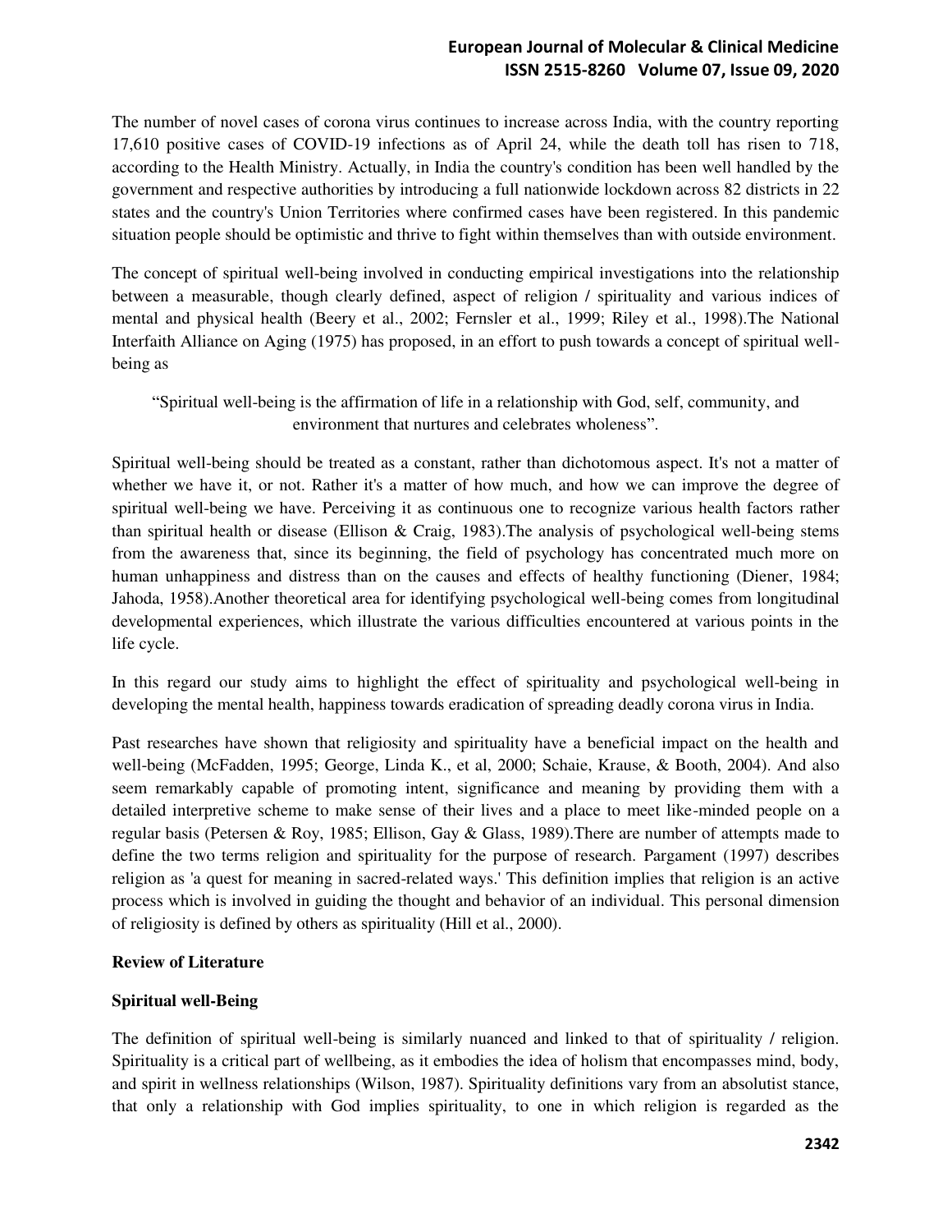The number of novel cases of corona virus continues to increase across India, with the country reporting 17,610 positive cases of COVID-19 infections as of April 24, while the death toll has risen to 718, according to the Health Ministry. Actually, in India the country's condition has been well handled by the government and respective authorities by introducing a full nationwide lockdown across 82 districts in 22 states and the country's Union Territories where confirmed cases have been registered. In this pandemic situation people should be optimistic and thrive to fight within themselves than with outside environment.

The concept of spiritual well-being involved in conducting empirical investigations into the relationship between a measurable, though clearly defined, aspect of religion / spirituality and various indices of mental and physical health (Beery et al., 2002; Fernsler et al., 1999; Riley et al., 1998).The National Interfaith Alliance on Aging (1975) has proposed, in an effort to push towards a concept of spiritual well-being as

> "Spiritual well-being is the affirmation of life in a relationship with God, self, community, and environment that nurtures and celebrates wholeness".

Spiritual well-being should be treated as a constant, rather than dichotomous aspect. It's not a matter of whether we have it, or not. Rather it's a matter of how much, and how we can improve the degree of spiritual well-being we have. Perceiving it as continuous one to recognize various health factors rather than spiritual health or disease (Ellison & Craig, 1983).The analysis of psychological well-being stems from the awareness that, since its beginning, the field of psychology has concentrated much more on human unhappiness and distress than on the causes and effects of healthy functioning (Diener, 1984; Jahoda, 1958).Another theoretical area for identifying psychological well-being comes from longitudinal developmental experiences, which illustrate the various difficulties encountered at various points in the life cycle.

In this regard our study aims to highlight the effect of spirituality and psychological well-being in developing the mental health, happiness towards eradication of spreading deadly corona virus in India.

Past researches have shown that religiosity and spirituality have a beneficial impact on the health and well-being (McFadden, 1995; George, Linda K., et al, 2000; Schaie, Krause, & Booth, 2004). And also seem remarkably capable of promoting intent, significance and meaning by providing them with a detailed interpretive scheme to make sense of their lives and a place to meet like-minded people on a regular basis (Petersen & Roy, 1985; Ellison, Gay & Glass, 1989).There are number of attempts made to define the two terms religion and spirituality for the purpose of research. Pargament (1997) describes religion as 'a quest for meaning in sacred-related ways.' This definition implies that religion is an active process which is involved in guiding the thought and behavior of an individual. This personal dimension of religiosity is defined by others as spirituality (Hill et al., 2000).

## Review of Literature

### Spiritual well-Being

The definition of spiritual well-being is similarly nuanced and linked to that of spirituality / religion. Spirituality is a critical part of wellbeing, as it embodies the idea of holism that encompasses mind, body, and spirit in wellness relationships (Wilson, 1987). Spirituality definitions vary from an absolutist stance, that only a relationship with God implies spirituality, to one in which religion is regarded as the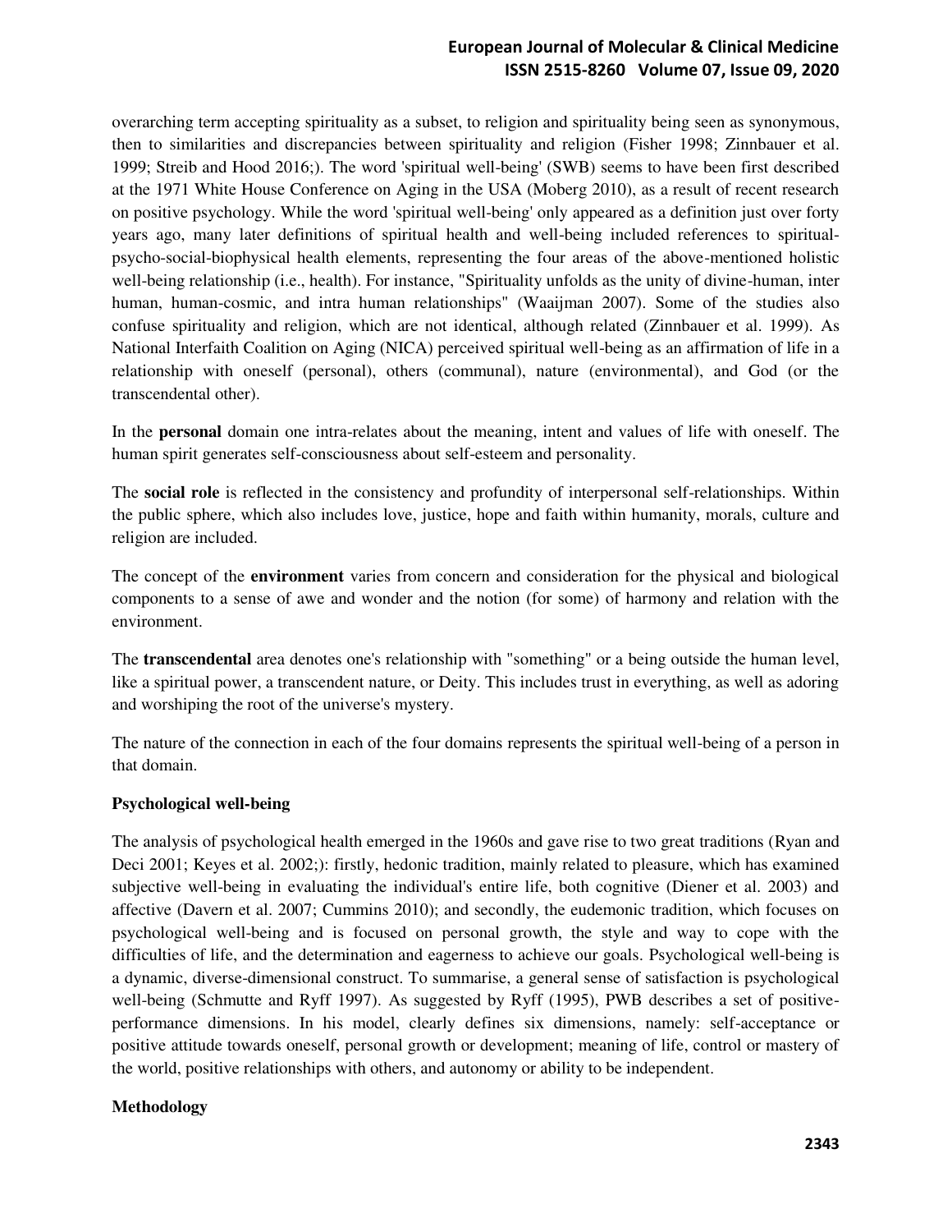overarching term accepting spirituality as a subset, to religion and spirituality being seen as synonymous, then to similarities and discrepancies between spirituality and religion (Fisher 1998; Zinnbauer et al. 1999; Streib and Hood 2016;). The word 'spiritual well-being' (SWB) seems to have been first described at the 1971 White House Conference on Aging in the USA (Moberg 2010), as a result of recent research on positive psychology. While the word 'spiritual well-being' only appeared as a definition just over forty years ago, many later definitions of spiritual health and well-being included references to spiritual-psycho-social-biophysical health elements, representing the four areas of the above-mentioned holistic well-being relationship (i.e., health). For instance, "Spirituality unfolds as the unity of divine-human, inter human, human-cosmic, and intra human relationships" (Waaijman 2007). Some of the studies also confuse spirituality and religion, which are not identical, although related (Zinnbauer et al. 1999). As National Interfaith Coalition on Aging (NICA) perceived spiritual well-being as an affirmation of life in a relationship with oneself (personal), others (communal), nature (environmental), and God (or the transcendental other).

In the **personal** domain one intra-relates about the meaning, intent and values of life with oneself. The human spirit generates self-consciousness about self-esteem and personality.

The **social role** is reflected in the consistency and profundity of interpersonal self-relationships. Within the public sphere, which also includes love, justice, hope and faith within humanity, morals, culture and religion are included.

The concept of the **environment** varies from concern and consideration for the physical and biological components to a sense of awe and wonder and the notion (for some) of harmony and relation with the environment.

The **transcendental** area denotes one's relationship with "something" or a being outside the human level, like a spiritual power, a transcendent nature, or Deity. This includes trust in everything, as well as adoring and worshiping the root of the universe's mystery.

The nature of the connection in each of the four domains represents the spiritual well-being of a person in that domain.

**Psychological well-being**

The analysis of psychological health emerged in the 1960s and gave rise to two great traditions (Ryan and Deci 2001; Keyes et al. 2002;): firstly, hedonic tradition, mainly related to pleasure, which has examined subjective well-being in evaluating the individual's entire life, both cognitive (Diener et al. 2003) and affective (Davern et al. 2007; Cummins 2010); and secondly, the eudemonic tradition, which focuses on psychological well-being and is focused on personal growth, the style and way to cope with the difficulties of life, and the determination and eagerness to achieve our goals. Psychological well-being is a dynamic, diverse-dimensional construct. To summarise, a general sense of satisfaction is psychological well-being (Schmutte and Ryff 1997). As suggested by Ryff (1995), PWB describes a set of positive-performance dimensions. In his model, clearly defines six dimensions, namely: self-acceptance or positive attitude towards oneself, personal growth or development; meaning of life, control or mastery of the world, positive relationships with others, and autonomy or ability to be independent.

**Methodology**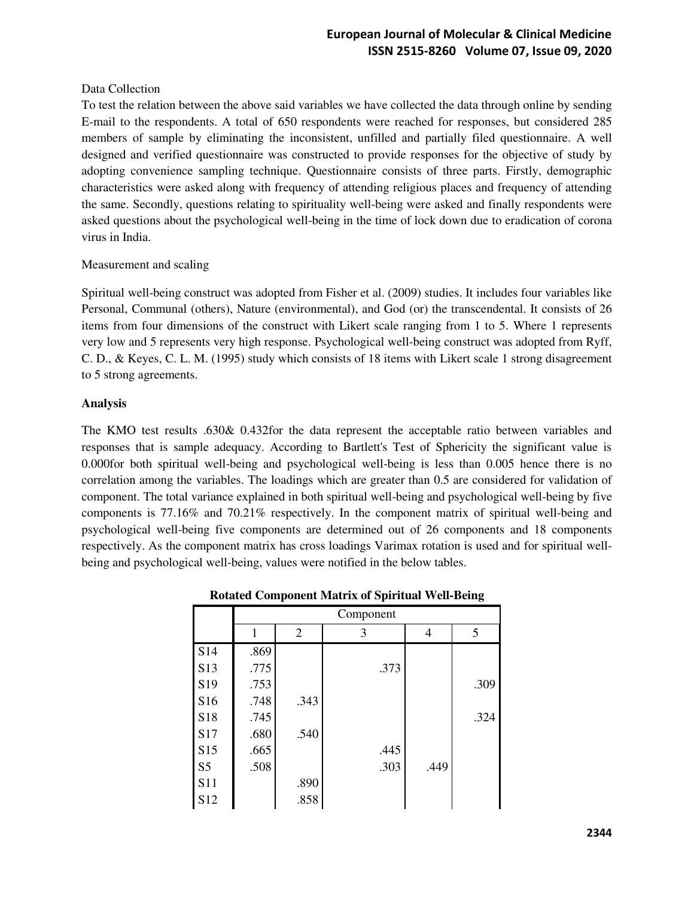Data Collection

To test the relation between the above said variables we have collected the data through online by sending E-mail to the respondents. A total of 650 respondents were reached for responses, but considered 285 members of sample by eliminating the inconsistent, unfilled and partially filed questionnaire. A well designed and verified questionnaire was constructed to provide responses for the objective of study by adopting convenience sampling technique. Questionnaire consists of three parts. Firstly, demographic characteristics were asked along with frequency of attending religious places and frequency of attending the same. Secondly, questions relating to spirituality well-being were asked and finally respondents were asked questions about the psychological well-being in the time of lock down due to eradication of corona virus in India.

Measurement and scaling

Spiritual well-being construct was adopted from Fisher et al. (2009) studies. It includes four variables like Personal, Communal (others), Nature (environmental), and God (or) the transcendental. It consists of 26 items from four dimensions of the construct with Likert scale ranging from 1 to 5. Where 1 represents very low and 5 represents very high response. Psychological well-being construct was adopted from Ryff, C. D., & Keyes, C. L. M. (1995) study which consists of 18 items with Likert scale 1 strong disagreement to 5 strong agreements.

**Analysis**

The KMO test results .630& 0.432for the data represent the acceptable ratio between variables and responses that is sample adequacy. According to Bartlett's Test of Sphericity the significant value is 0.000for both spiritual well-being and psychological well-being is less than 0.005 hence there is no correlation among the variables. The loadings which are greater than 0.5 are considered for validation of component. The total variance explained in both spiritual well-being and psychological well-being by five components is 77.16% and 70.21% respectively. In the component matrix of spiritual well-being and psychological well-being five components are determined out of 26 components and 18 components respectively. As the component matrix has cross loadings Varimax rotation is used and for spiritual well-being and psychological well-being, values were notified in the below tables.

**Rotated Component Matrix of Spiritual Well-Being**

| | Component | | | | |
|---|---|---|---|---|---|
| | 1 | 2 | 3 | 4 | 5 |
| S14 | .869 | | | | |
| S13 | .775 | | .373 | | |
| S19 | .753 | | | | .309 |
| S16 | .748 | .343 | | | |
| S18 | .745 | | | | .324 |
| S17 | .680 | .540 | | | |
| S15 | .665 | | .445 | | |
| S5 | .508 | | .303 | .449 | |
| S11 | | .890 | | | |
| S12 | | .858 | | | |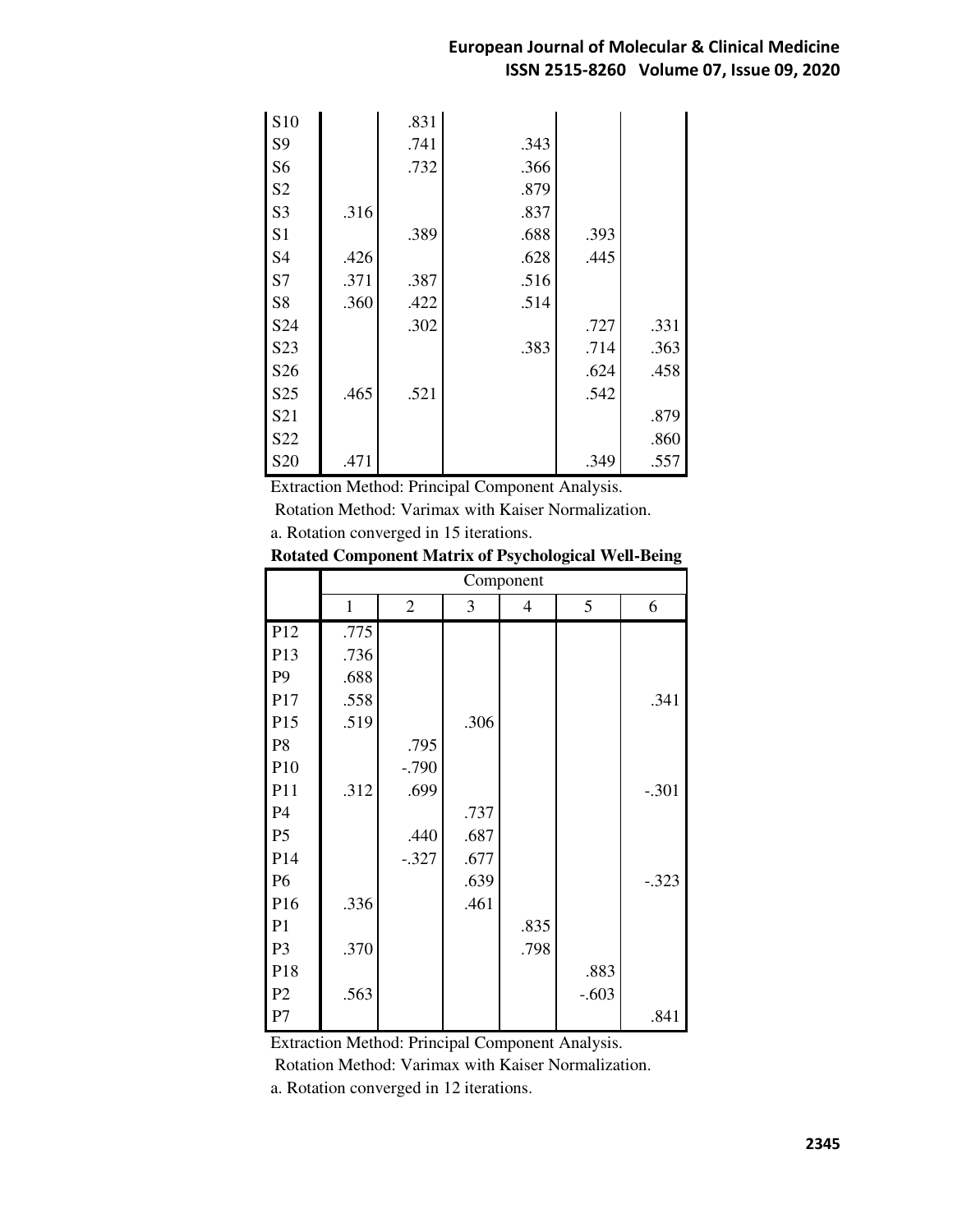| | | | | | |
|---|---|---|---|---|---|
| S10 | | .831 | | | |
| S9 | | .741 | .343 | | |
| S6 | | .732 | .366 | | |
| S2 | | | .879 | | |
| S3 | .316 | | .837 | | |
| S1 | | .389 | .688 | .393 | |
| S4 | .426 | | .628 | .445 | |
| S7 | .371 | .387 | .516 | | |
| S8 | .360 | .422 | .514 | | |
| S24 | | .302 | | .727 | .331 |
| S23 | | | .383 | .714 | .363 |
| S26 | | | | .624 | .458 |
| S25 | .465 | .521 | | .542 | |
| S21 | | | | | .879 |
| S22 | | | | | .860 |
| S20 | .471 | | | .349 | .557 |

Extraction Method: Principal Component Analysis.

Rotation Method: Varimax with Kaiser Normalization.

a. Rotation converged in 15 iterations.

**Rotated Component Matrix of Psychological Well-Being**

| | Component | | | | | |
|---|---|---|---|---|---|---|
| | 1 | 2 | 3 | 4 | 5 | 6 |
| P12 | .775 | | | | | |
| P13 | .736 | | | | | |
| P9 | .688 | | | | | |
| P17 | .558 | | | | | .341 |
| P15 | .519 | | .306 | | | |
| P8 | | .795 | | | | |
| P10 | | -.790 | | | | |
| P11 | .312 | .699 | | | | -.301 |
| P4 | | | .737 | | | |
| P5 | | .440 | .687 | | | |
| P14 | | -.327 | .677 | | | |
| P6 | | | .639 | | | -.323 |
| P16 | .336 | | .461 | | | |
| P1 | | | | .835 | | |
| P3 | .370 | | | .798 | | |
| P18 | | | | | .883 | |
| P2 | .563 | | | | -.603 | |
| P7 | | | | | | .841 |

Extraction Method: Principal Component Analysis.

Rotation Method: Varimax with Kaiser Normalization.

a. Rotation converged in 12 iterations.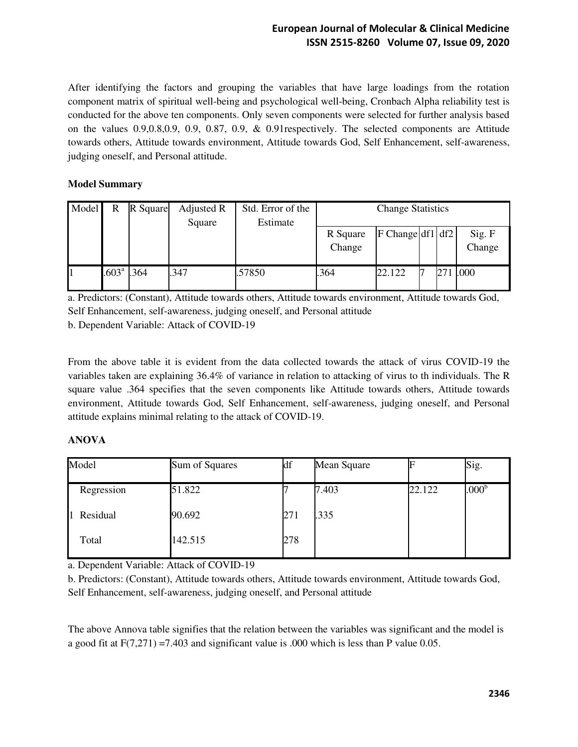After identifying the factors and grouping the variables that have large loadings from the rotation component matrix of spiritual well-being and psychological well-being, Cronbach Alpha reliability test is conducted for the above ten components. Only seven components were selected for further analysis based on the values 0.9,0.8,0.9, 0.9, 0.87, 0.9, & 0.91respectively. The selected components are Attitude towards others, Attitude towards environment, Attitude towards God, Self Enhancement, self-awareness, judging oneself, and Personal attitude.

**Model Summary**

| Model | R | R Square | Adjusted R Square | Std. Error of the Estimate | Change Statistics | | | | |
|---|---|---|---|---|---|---|---|---|---|
| | | | | | R Square Change | F Change | df1 | df2 | Sig. F Change |
| 1 | .603[a] | .364 | .347 | .57850 | .364 | 22.122 | 7 | 271 | .000 |

a. Predictors: (Constant), Attitude towards others, Attitude towards environment, Attitude towards God, Self Enhancement, self-awareness, judging oneself, and Personal attitude

b. Dependent Variable: Attack of COVID-19

From the above table it is evident from the data collected towards the attack of virus COVID-19 the variables taken are explaining 36.4% of variance in relation to attacking of virus to th individuals. The R square value .364 specifies that the seven components like Attitude towards others, Attitude towards environment, Attitude towards God, Self Enhancement, self-awareness, judging oneself, and Personal attitude explains minimal relating to the attack of COVID-19.

**ANOVA**

| Model | | Sum of Squares | df | Mean Square | F | Sig. |
|---|---|---|---|---|---|---|
| 1 | Regression | 51.822 | 7 | 7.403 | 22.122 | .000[b] |
| | Residual | 90.692 | 271 | .335 | | |
| | Total | 142.515 | 278 | | | |

a. Dependent Variable: Attack of COVID-19

b. Predictors: (Constant), Attitude towards others, Attitude towards environment, Attitude towards God, Self Enhancement, self-awareness, judging oneself, and Personal attitude

The above Annova table signifies that the relation between the variables was significant and the model is a good fit at $F(7,271) = 7.403$ and significant value is .000 which is less than P value 0.05.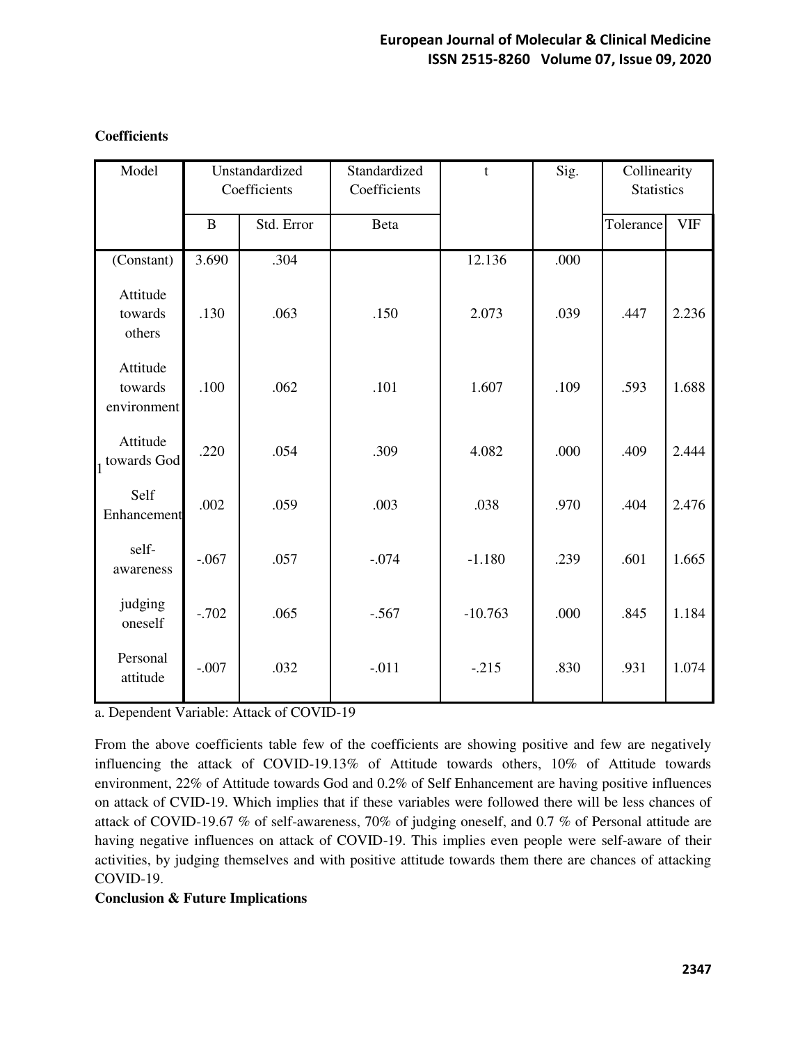**Coefficients**

| Model | | Unstandardized Coefficients | | Standardized Coefficients | t | Sig. | Collinearity Statistics | |
|---|---|---|---|---|---|---|---|---|
| | | B | Std. Error | Beta | | | Tolerance | VIF |
| 1 | (Constant) | 3.690 | .304 | | 12.136 | .000 | | |
| | Attitude towards others | .130 | .063 | .150 | 2.073 | .039 | .447 | 2.236 |
| | Attitude towards environment | .100 | .062 | .101 | 1.607 | .109 | .593 | 1.688 |
| | Attitude towards God | .220 | .054 | .309 | 4.082 | .000 | .409 | 2.444 |
| | Self Enhancement | .002 | .059 | .003 | .038 | .970 | .404 | 2.476 |
| | self-awareness | -.067 | .057 | -.074 | -1.180 | .239 | .601 | 1.665 |
| | judging oneself | -.702 | .065 | -.567 | -10.763 | .000 | .845 | 1.184 |
| | Personal attitude | -.007 | .032 | -.011 | -.215 | .830 | .931 | 1.074 |

a. Dependent Variable: Attack of COVID-19

From the above coefficients table few of the coefficients are showing positive and few are negatively influencing the attack of COVID-19.13% of Attitude towards others, 10% of Attitude towards environment, 22% of Attitude towards God and 0.2% of Self Enhancement are having positive influences on attack of CVID-19. Which implies that if these variables were followed there will be less chances of attack of COVID-19.67 % of self-awareness, 70% of judging oneself, and 0.7 % of Personal attitude are having negative influences on attack of COVID-19. This implies even people were self-aware of their activities, by judging themselves and with positive attitude towards them there are chances of attacking COVID-19.

**Conclusion & Future Implications**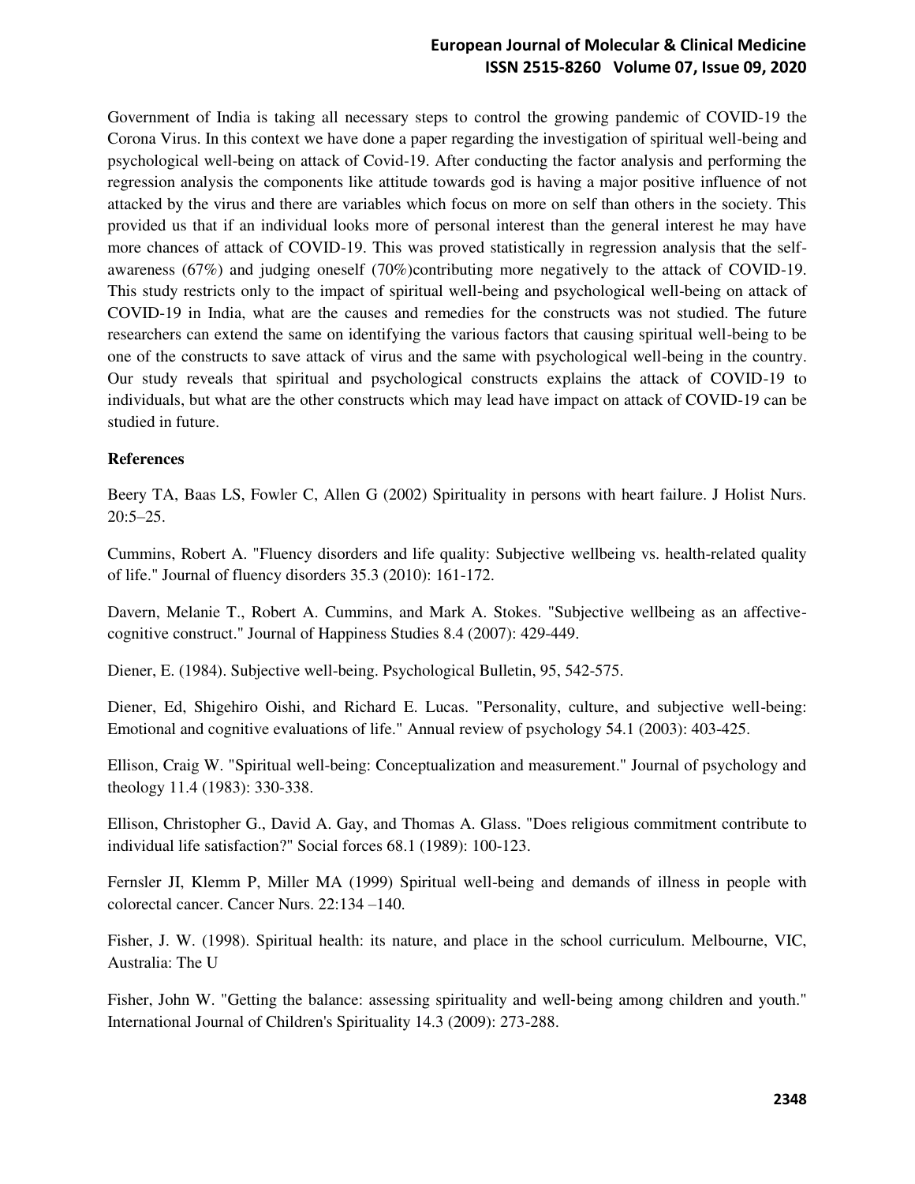Government of India is taking all necessary steps to control the growing pandemic of COVID-19 the Corona Virus. In this context we have done a paper regarding the investigation of spiritual well-being and psychological well-being on attack of Covid-19. After conducting the factor analysis and performing the regression analysis the components like attitude towards god is having a major positive influence of not attacked by the virus and there are variables which focus on more on self than others in the society. This provided us that if an individual looks more of personal interest than the general interest he may have more chances of attack of COVID-19. This was proved statistically in regression analysis that the self-awareness (67%) and judging oneself (70%)contributing more negatively to the attack of COVID-19. This study restricts only to the impact of spiritual well-being and psychological well-being on attack of COVID-19 in India, what are the causes and remedies for the constructs was not studied. The future researchers can extend the same on identifying the various factors that causing spiritual well-being to be one of the constructs to save attack of virus and the same with psychological well-being in the country. Our study reveals that spiritual and psychological constructs explains the attack of COVID-19 to individuals, but what are the other constructs which may lead have impact on attack of COVID-19 can be studied in future.

**References**

Beery TA, Baas LS, Fowler C, Allen G (2002) Spirituality in persons with heart failure. J Holist Nurs. 20:5–25.

Cummins, Robert A. "Fluency disorders and life quality: Subjective wellbeing vs. health-related quality of life." Journal of fluency disorders 35.3 (2010): 161-172.

Davern, Melanie T., Robert A. Cummins, and Mark A. Stokes. "Subjective wellbeing as an affective-cognitive construct." Journal of Happiness Studies 8.4 (2007): 429-449.

Diener, E. (1984). Subjective well-being. Psychological Bulletin, 95, 542-575.

Diener, Ed, Shigehiro Oishi, and Richard E. Lucas. "Personality, culture, and subjective well-being: Emotional and cognitive evaluations of life." Annual review of psychology 54.1 (2003): 403-425.

Ellison, Craig W. "Spiritual well-being: Conceptualization and measurement." Journal of psychology and theology 11.4 (1983): 330-338.

Ellison, Christopher G., David A. Gay, and Thomas A. Glass. "Does religious commitment contribute to individual life satisfaction?" Social forces 68.1 (1989): 100-123.

Fernsler JI, Klemm P, Miller MA (1999) Spiritual well-being and demands of illness in people with colorectal cancer. Cancer Nurs. 22:134 –140.

Fisher, J. W. (1998). Spiritual health: its nature, and place in the school curriculum. Melbourne, VIC, Australia: The U

Fisher, John W. "Getting the balance: assessing spirituality and well-being among children and youth." International Journal of Children's Spirituality 14.3 (2009): 273-288.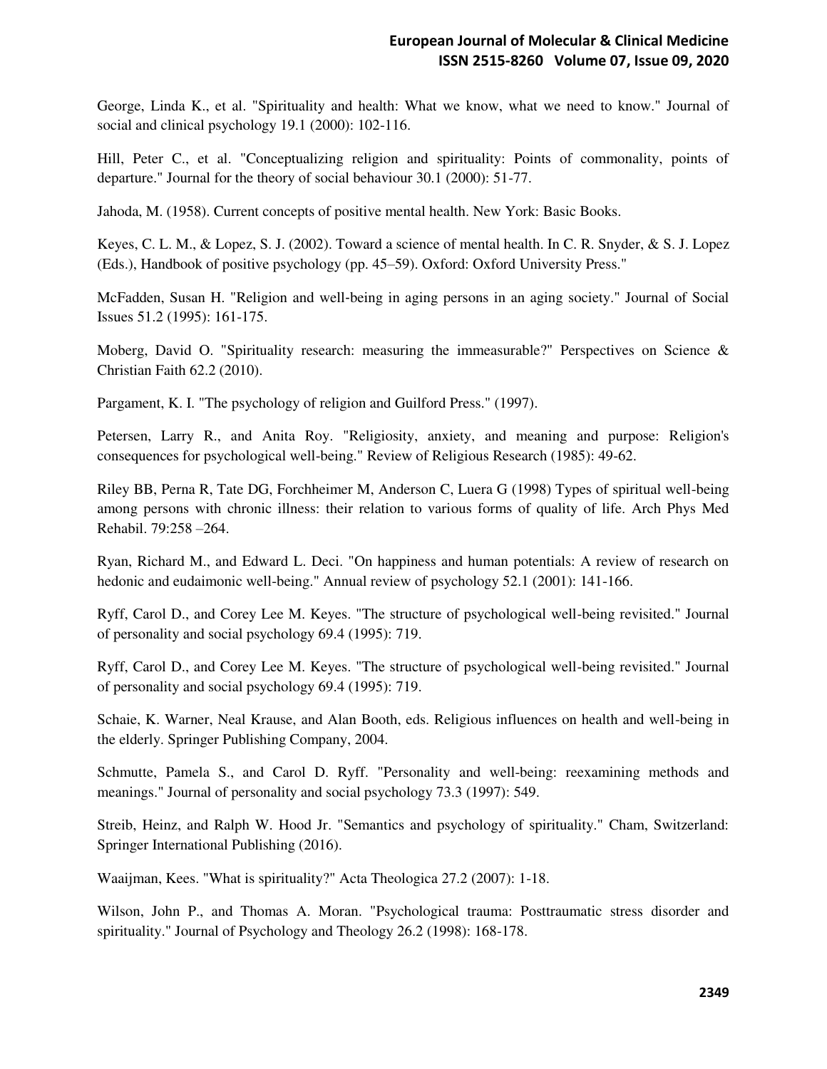George, Linda K., et al. "Spirituality and health: What we know, what we need to know." Journal of social and clinical psychology 19.1 (2000): 102-116.

Hill, Peter C., et al. "Conceptualizing religion and spirituality: Points of commonality, points of departure." Journal for the theory of social behaviour 30.1 (2000): 51-77.

Jahoda, M. (1958). Current concepts of positive mental health. New York: Basic Books.

Keyes, C. L. M., & Lopez, S. J. (2002). Toward a science of mental health. In C. R. Snyder, & S. J. Lopez (Eds.), Handbook of positive psychology (pp. 45–59). Oxford: Oxford University Press."

McFadden, Susan H. "Religion and well-being in aging persons in an aging society." Journal of Social Issues 51.2 (1995): 161-175.

Moberg, David O. "Spirituality research: measuring the immeasurable?" Perspectives on Science & Christian Faith 62.2 (2010).

Pargament, K. I. "The psychology of religion and Guilford Press." (1997).

Petersen, Larry R., and Anita Roy. "Religiosity, anxiety, and meaning and purpose: Religion's consequences for psychological well-being." Review of Religious Research (1985): 49-62.

Riley BB, Perna R, Tate DG, Forchheimer M, Anderson C, Luera G (1998) Types of spiritual well-being among persons with chronic illness: their relation to various forms of quality of life. Arch Phys Med Rehabil. 79:258 –264.

Ryan, Richard M., and Edward L. Deci. "On happiness and human potentials: A review of research on hedonic and eudaimonic well-being." Annual review of psychology 52.1 (2001): 141-166.

Ryff, Carol D., and Corey Lee M. Keyes. "The structure of psychological well-being revisited." Journal of personality and social psychology 69.4 (1995): 719.

Ryff, Carol D., and Corey Lee M. Keyes. "The structure of psychological well-being revisited." Journal of personality and social psychology 69.4 (1995): 719.

Schaie, K. Warner, Neal Krause, and Alan Booth, eds. Religious influences on health and well-being in the elderly. Springer Publishing Company, 2004.

Schmutte, Pamela S., and Carol D. Ryff. "Personality and well-being: reexamining methods and meanings." Journal of personality and social psychology 73.3 (1997): 549.

Streib, Heinz, and Ralph W. Hood Jr. "Semantics and psychology of spirituality." Cham, Switzerland: Springer International Publishing (2016).

Waaijman, Kees. "What is spirituality?" Acta Theologica 27.2 (2007): 1-18.

Wilson, John P., and Thomas A. Moran. "Psychological trauma: Posttraumatic stress disorder and spirituality." Journal of Psychology and Theology 26.2 (1998): 168-178.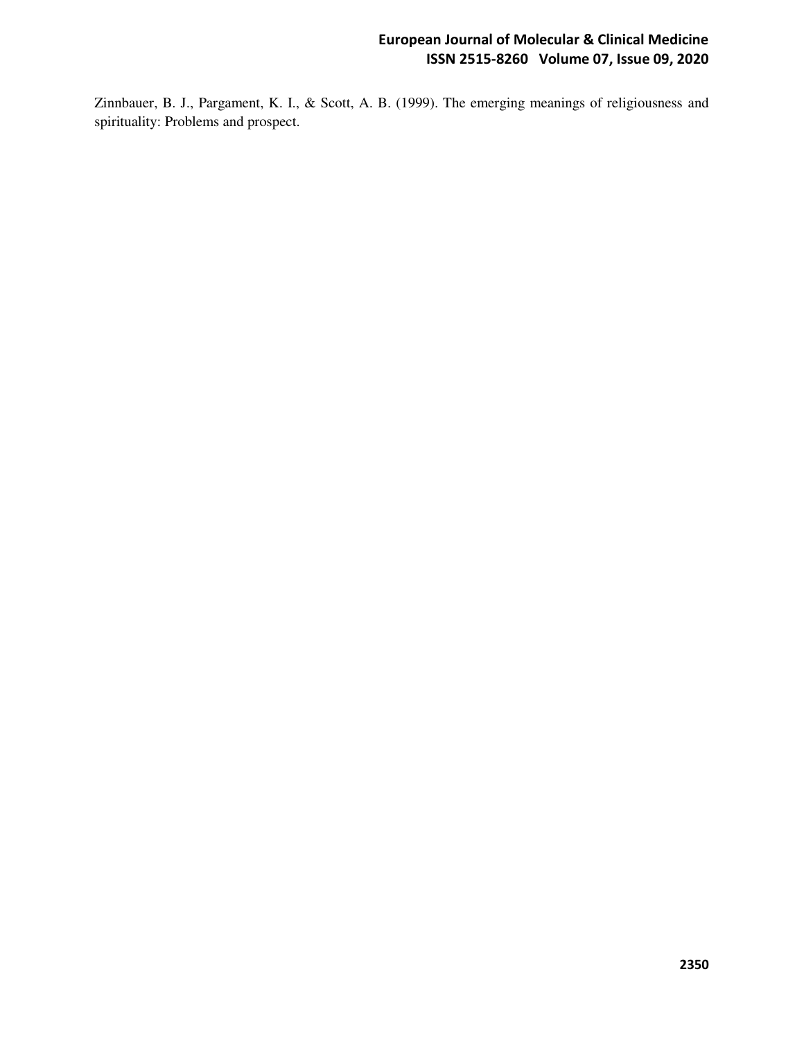Zinnbauer, B. J., Pargament, K. I., & Scott, A. B. (1999). The emerging meanings of religiousness and spirituality: Problems and prospect.